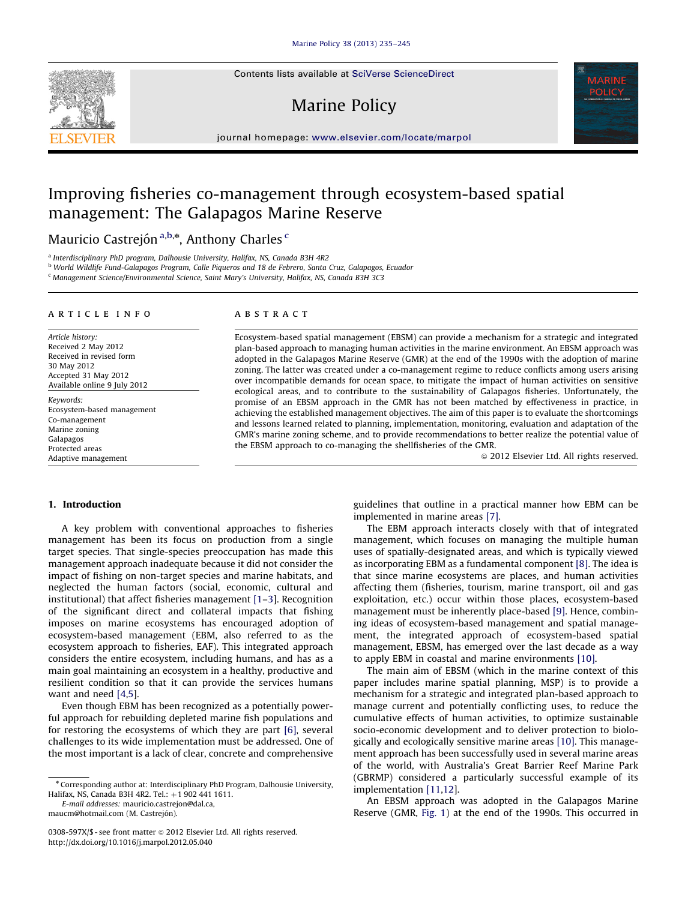# Improving fisheries co-management through ecosystem-based spatial management: The Galapagos Marine Reserve

Mauricio Castrejón [a,b,*], Anthony Charles [c]

[a] Interdisciplinary PhD program, Dalhousie University, Halifax, NS, Canada B3H 4R2
[b] World Wildlife Fund-Galapagos Program, Calle Piqueros and 18 de Febrero, Santa Cruz, Galapagos, Ecuador
[c] Management Science/Environmental Science, Saint Mary's University, Halifax, NS, Canada B3H 3C3

## ARTICLE INFO

*Article history:*
Received 2 May 2012
Received in revised form 30 May 2012
Accepted 31 May 2012
Available online 9 July 2012

*Keywords:*
Ecosystem-based management
Co-management
Marine zoning
Galapagos
Protected areas
Adaptive management

## ABSTRACT

Ecosystem-based spatial management (EBSM) can provide a mechanism for a strategic and integrated plan-based approach to managing human activities in the marine environment. An EBSM approach was adopted in the Galapagos Marine Reserve (GMR) at the end of the 1990s with the adoption of marine zoning. The latter was created under a co-management regime to reduce conflicts among users arising over incompatible demands for ocean space, to mitigate the impact of human activities on sensitive ecological areas, and to contribute to the sustainability of Galapagos fisheries. Unfortunately, the promise of an EBSM approach in the GMR has not been matched by effectiveness in practice, in achieving the established management objectives. The aim of this paper is to evaluate the shortcomings and lessons learned related to planning, implementation, monitoring, evaluation and adaptation of the GMR's marine zoning scheme, and to provide recommendations to better realize the potential value of the EBSM approach to co-managing the shellfisheries of the GMR.

© 2012 Elsevier Ltd. All rights reserved.

## 1. Introduction

A key problem with conventional approaches to fisheries management has been its focus on production from a single target species. That single-species preoccupation has made this management approach inadequate because it did not consider the impact of fishing on non-target species and marine habitats, and neglected the human factors (social, economic, cultural and institutional) that affect fisheries management [1–3]. Recognition of the significant direct and collateral impacts that fishing imposes on marine ecosystems has encouraged adoption of ecosystem-based management (EBM, also referred to as the ecosystem approach to fisheries, EAF). This integrated approach considers the entire ecosystem, including humans, and has as a main goal maintaining an ecosystem in a healthy, productive and resilient condition so that it can provide the services humans want and need [4,5].

Even though EBM has been recognized as a potentially powerful approach for rebuilding depleted marine fish populations and for restoring the ecosystems of which they are part [6], several challenges to its wide implementation must be addressed. One of the most important is a lack of clear, concrete and comprehensive guidelines that outline in a practical manner how EBM can be implemented in marine areas [7].

The EBM approach interacts closely with that of integrated management, which focuses on managing the multiple human uses of spatially-designated areas, and which is typically viewed as incorporating EBM as a fundamental component [8]. The idea is that since marine ecosystems are places, and human activities affecting them (fisheries, tourism, marine transport, oil and gas exploitation, etc.) occur within those places, ecosystem-based management must be inherently place-based [9]. Hence, combining ideas of ecosystem-based management and spatial management, the integrated approach of ecosystem-based spatial management, EBSM, has emerged over the last decade as a way to apply EBM in coastal and marine environments [10].

The main aim of EBSM (which in the marine context of this paper includes marine spatial planning, MSP) is to provide a mechanism for a strategic and integrated plan-based approach to manage current and potentially conflicting uses, to reduce the cumulative effects of human activities, to optimize sustainable socio-economic development and to deliver protection to biologically and ecologically sensitive marine areas [10]. This management approach has been successfully used in several marine areas of the world, with Australia's Great Barrier Reef Marine Park (GBRMP) considered a particularly successful example of its implementation [11,12].

An EBSM approach was adopted in the Galapagos Marine Reserve (GMR, Fig. 1) at the end of the 1990s. This occurred in

---

* Corresponding author at: Interdisciplinary PhD Program, Dalhousie University, Halifax, NS, Canada B3H 4R2. Tel.: +1 902 441 1611.
E-mail addresses: mauricio.castrejon@dal.ca, maucm@hotmail.com (M. Castrejón).

0308-597X/$ - see front matter © 2012 Elsevier Ltd. All rights reserved.
http://dx.doi.org/10.1016/j.marpol.2012.05.040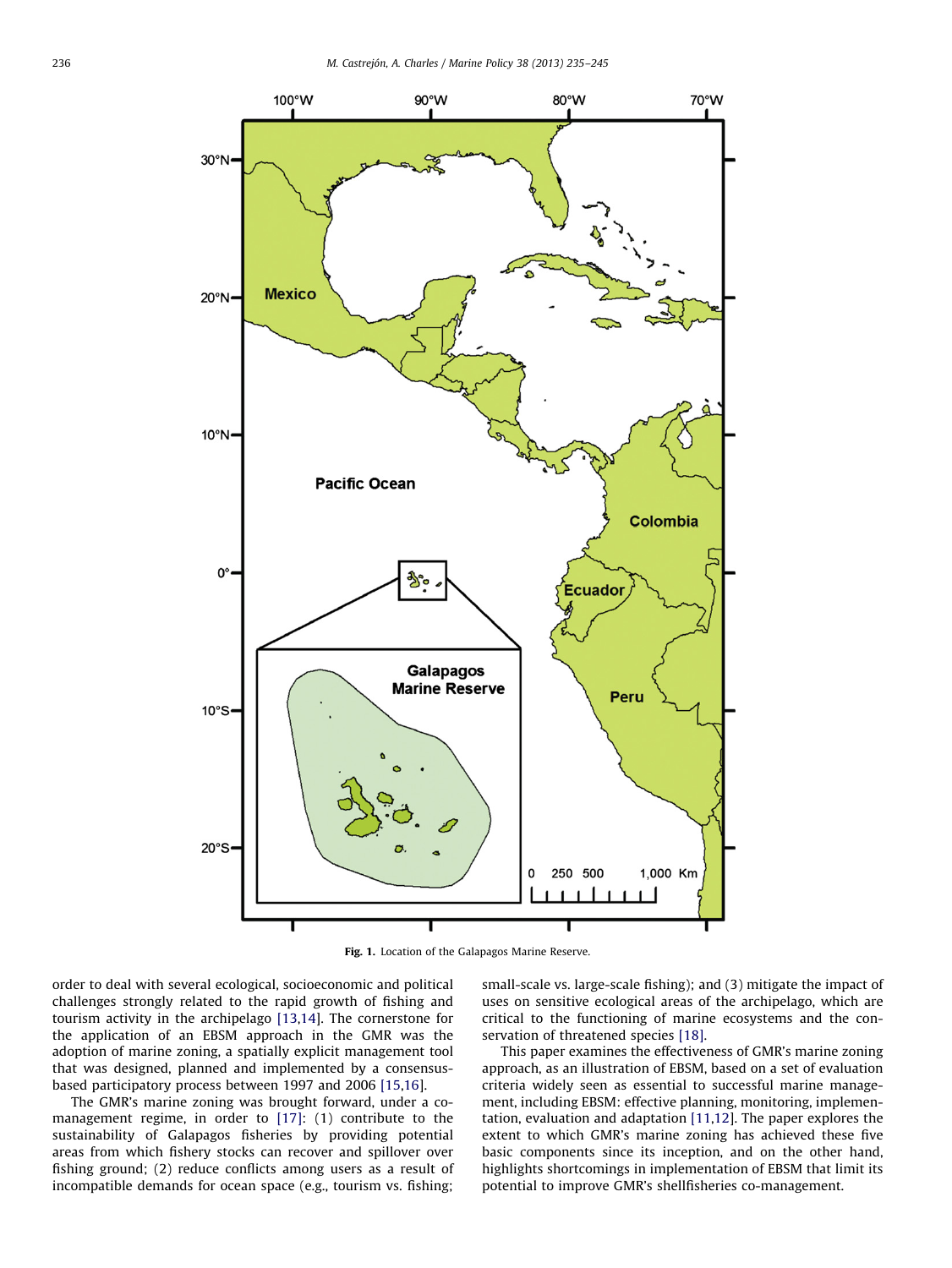Fig. 1. Location of the Galapagos Marine Reserve.

order to deal with several ecological, socioeconomic and political challenges strongly related to the rapid growth of fishing and tourism activity in the archipelago [13,14]. The cornerstone for the application of an EBSM approach in the GMR was the adoption of marine zoning, a spatially explicit management tool that was designed, planned and implemented by a consensus-based participatory process between 1997 and 2006 [15,16].

The GMR's marine zoning was brought forward, under a co-management regime, in order to [17]: (1) contribute to the sustainability of Galapagos fisheries by providing potential areas from which fishery stocks can recover and spillover over fishing ground; (2) reduce conflicts among users as a result of incompatible demands for ocean space (e.g., tourism vs. fishing; small-scale vs. large-scale fishing); and (3) mitigate the impact of uses on sensitive ecological areas of the archipelago, which are critical to the functioning of marine ecosystems and the conservation of threatened species [18].

This paper examines the effectiveness of GMR's marine zoning approach, as an illustration of EBSM, based on a set of evaluation criteria widely seen as essential to successful marine management, including EBSM: effective planning, monitoring, implementation, evaluation and adaptation [11,12]. The paper explores the extent to which GMR's marine zoning has achieved these five basic components since its inception, and on the other hand, highlights shortcomings in implementation of EBSM that limit its potential to improve GMR's shellfisheries co-management.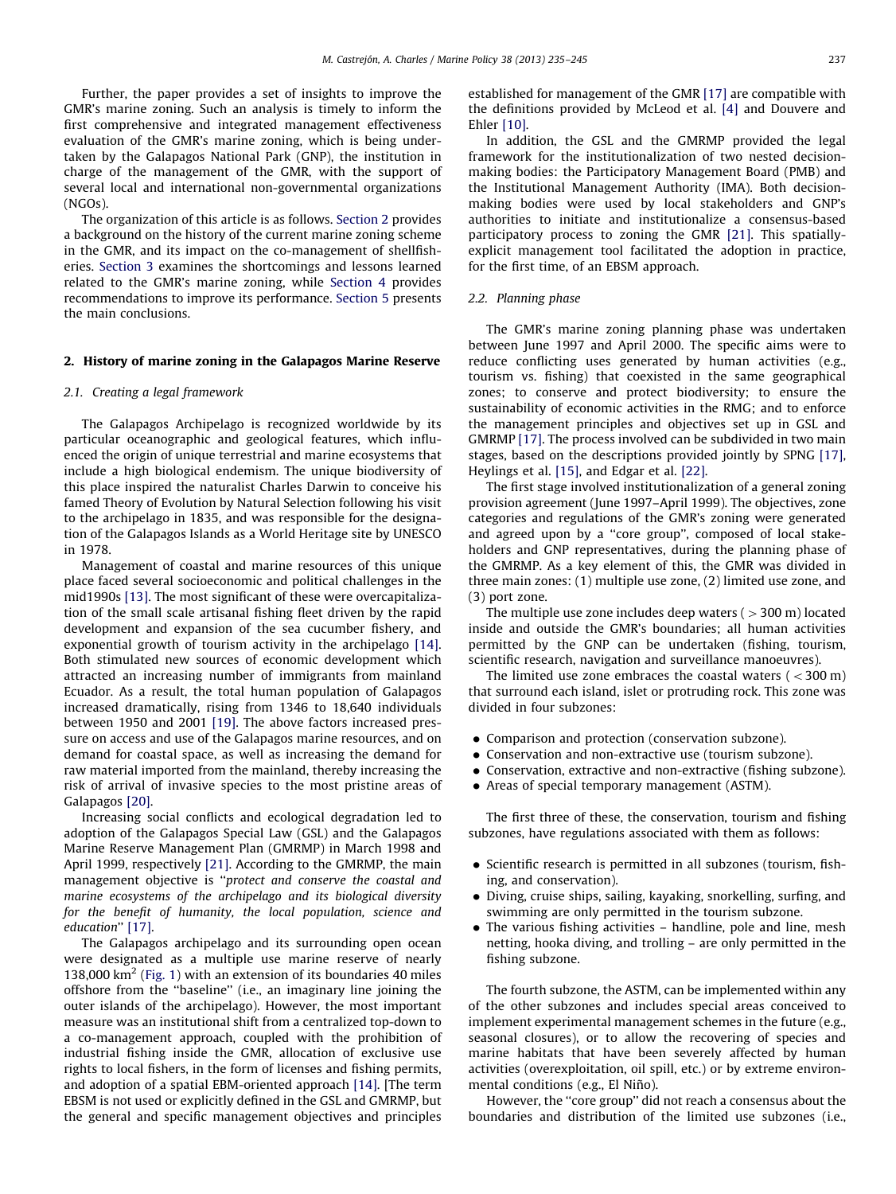Further, the paper provides a set of insights to improve the GMR's marine zoning. Such an analysis is timely to inform the first comprehensive and integrated management effectiveness evaluation of the GMR's marine zoning, which is being undertaken by the Galapagos National Park (GNP), the institution in charge of the management of the GMR, with the support of several local and international non-governmental organizations (NGOs).

The organization of this article is as follows. Section 2 provides a background on the history of the current marine zoning scheme in the GMR, and its impact on the co-management of shellfisheries. Section 3 examines the shortcomings and lessons learned related to the GMR's marine zoning, while Section 4 provides recommendations to improve its performance. Section 5 presents the main conclusions.

## 2. History of marine zoning in the Galapagos Marine Reserve

### 2.1. Creating a legal framework

The Galapagos Archipelago is recognized worldwide by its particular oceanographic and geological features, which influenced the origin of unique terrestrial and marine ecosystems that include a high biological endemism. The unique biodiversity of this place inspired the naturalist Charles Darwin to conceive his famed Theory of Evolution by Natural Selection following his visit to the archipelago in 1835, and was responsible for the designation of the Galapagos Islands as a World Heritage site by UNESCO in 1978.

Management of coastal and marine resources of this unique place faced several socioeconomic and political challenges in the mid1990s [13]. The most significant of these were overcapitalization of the small scale artisanal fishing fleet driven by the rapid development and expansion of the sea cucumber fishery, and exponential growth of tourism activity in the archipelago [14]. Both stimulated new sources of economic development which attracted an increasing number of immigrants from mainland Ecuador. As a result, the total human population of Galapagos increased dramatically, rising from 1346 to 18,640 individuals between 1950 and 2001 [19]. The above factors increased pressure on access and use of the Galapagos marine resources, and on demand for coastal space, as well as increasing the demand for raw material imported from the mainland, thereby increasing the risk of arrival of invasive species to the most pristine areas of Galapagos [20].

Increasing social conflicts and ecological degradation led to adoption of the Galapagos Special Law (GSL) and the Galapagos Marine Reserve Management Plan (GMRMP) in March 1998 and April 1999, respectively [21]. According to the GMRMP, the main management objective is "*protect and conserve the coastal and marine ecosystems of the archipelago and its biological diversity for the benefit of humanity, the local population, science and education*" [17].

The Galapagos archipelago and its surrounding open ocean were designated as a multiple use marine reserve of nearly 138,000 km$^2$ (Fig. 1) with an extension of its boundaries 40 miles offshore from the "baseline" (i.e., an imaginary line joining the outer islands of the archipelago). However, the most important measure was an institutional shift from a centralized top-down to a co-management approach, coupled with the prohibition of industrial fishing inside the GMR, allocation of exclusive use rights to local fishers, in the form of licenses and fishing permits, and adoption of a spatial EBM-oriented approach [14]. [The term EBSM is not used or explicitly defined in the GSL and GMRMP, but the general and specific management objectives and principles established for management of the GMR [17] are compatible with the definitions provided by McLeod et al. [4] and Douvere and Ehler [10].

In addition, the GSL and the GMRMP provided the legal framework for the institutionalization of two nested decision-making bodies: the Participatory Management Board (PMB) and the Institutional Management Authority (IMA). Both decision-making bodies were used by local stakeholders and GNP's authorities to initiate and institutionalize a consensus-based participatory process to zoning the GMR [21]. This spatially-explicit management tool facilitated the adoption in practice, for the first time, of an EBSM approach.

### 2.2. Planning phase

The GMR's marine zoning planning phase was undertaken between June 1997 and April 2000. The specific aims were to reduce conflicting uses generated by human activities (e.g., tourism vs. fishing) that coexisted in the same geographical zones; to conserve and protect biodiversity; to ensure the sustainability of economic activities in the RMG; and to enforce the management principles and objectives set up in GSL and GMRMP [17]. The process involved can be subdivided in two main stages, based on the descriptions provided jointly by SPNG [17], Heylings et al. [15], and Edgar et al. [22].

The first stage involved institutionalization of a general zoning provision agreement (June 1997–April 1999). The objectives, zone categories and regulations of the GMR's zoning were generated and agreed upon by a "core group", composed of local stakeholders and GNP representatives, during the planning phase of the GMRMP. As a key element of this, the GMR was divided in three main zones: (1) multiple use zone, (2) limited use zone, and (3) port zone.

The multiple use zone includes deep waters (>300 m) located inside and outside the GMR's boundaries; all human activities permitted by the GNP can be undertaken (fishing, tourism, scientific research, navigation and surveillance manoeuvres).

The limited use zone embraces the coastal waters (<300 m) that surround each island, islet or protruding rock. This zone was divided in four subzones:

- Comparison and protection (conservation subzone).
- Conservation and non-extractive use (tourism subzone).
- Conservation, extractive and non-extractive (fishing subzone).
- Areas of special temporary management (ASTM).

The first three of these, the conservation, tourism and fishing subzones, have regulations associated with them as follows:

- Scientific research is permitted in all subzones (tourism, fishing, and conservation).
- Diving, cruise ships, sailing, kayaking, snorkelling, surfing, and swimming are only permitted in the tourism subzone.
- The various fishing activities – handline, pole and line, mesh netting, hooka diving, and trolling – are only permitted in the fishing subzone.

The fourth subzone, the ASTM, can be implemented within any of the other subzones and includes special areas conceived to implement experimental management schemes in the future (e.g., seasonal closures), or to allow the recovering of species and marine habitats that have been severely affected by human activities (overexploitation, oil spill, etc.) or by extreme environmental conditions (e.g., El Niño).

However, the "core group" did not reach a consensus about the boundaries and distribution of the limited use subzones (i.e.,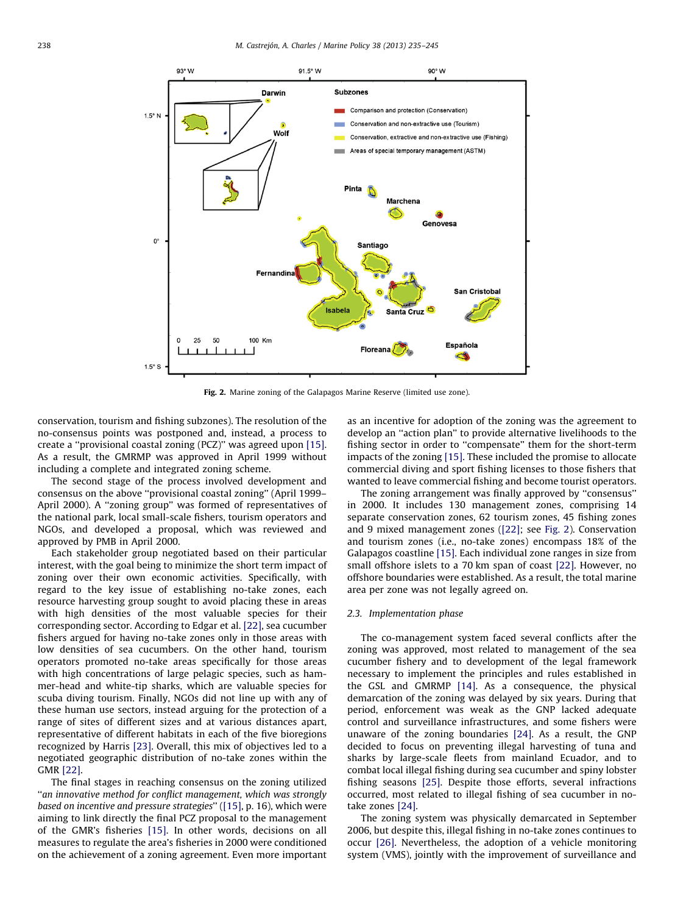Fig. 2. Marine zoning of the Galapagos Marine Reserve (limited use zone).

conservation, tourism and fishing subzones). The resolution of the no-consensus points was postponed and, instead, a process to create a "provisional coastal zoning (PCZ)" was agreed upon [15]. As a result, the GMRMP was approved in April 1999 without including a complete and integrated zoning scheme.

The second stage of the process involved development and consensus on the above "provisional coastal zoning" (April 1999–April 2000). A "zoning group" was formed of representatives of the national park, local small-scale fishers, tourism operators and NGOs, and developed a proposal, which was reviewed and approved by PMB in April 2000.

Each stakeholder group negotiated based on their particular interest, with the goal being to minimize the short term impact of zoning over their own economic activities. Specifically, with regard to the key issue of establishing no-take zones, each resource harvesting group sought to avoid placing these in areas with high densities of the most valuable species for their corresponding sector. According to Edgar et al. [22], sea cucumber fishers argued for having no-take zones only in those areas with low densities of sea cucumbers. On the other hand, tourism operators promoted no-take areas specifically for those areas with high concentrations of large pelagic species, such as hammer-head and white-tip sharks, which are valuable species for scuba diving tourism. Finally, NGOs did not line up with any of these human use sectors, instead arguing for the protection of a range of sites of different sizes and at various distances apart, representative of different habitats in each of the five bioregions recognized by Harris [23]. Overall, this mix of objectives led to a negotiated geographic distribution of no-take zones within the GMR [22].

The final stages in reaching consensus on the zoning utilized "*an innovative method for conflict management, which was strongly based on incentive and pressure strategies*" ([15], p. 16), which were aiming to link directly the final PCZ proposal to the management of the GMR's fisheries [15]. In other words, decisions on all measures to regulate the area's fisheries in 2000 were conditioned on the achievement of a zoning agreement. Even more important as an incentive for adoption of the zoning was the agreement to develop an "action plan" to provide alternative livelihoods to the fishing sector in order to "compensate" them for the short-term impacts of the zoning [15]. These included the promise to allocate commercial diving and sport fishing licenses to those fishers that wanted to leave commercial fishing and become tourist operators.

The zoning arrangement was finally approved by "consensus" in 2000. It includes 130 management zones, comprising 14 separate conservation zones, 62 tourism zones, 45 fishing zones and 9 mixed management zones ([22]; see Fig. 2). Conservation and tourism zones (i.e., no-take zones) encompass 18% of the Galapagos coastline [15]. Each individual zone ranges in size from small offshore islets to a 70 km span of coast [22]. However, no offshore boundaries were established. As a result, the total marine area per zone was not legally agreed on.

### 2.3. Implementation phase

The co-management system faced several conflicts after the zoning was approved, most related to management of the sea cucumber fishery and to development of the legal framework necessary to implement the principles and rules established in the GSL and GMRMP [14]. As a consequence, the physical demarcation of the zoning was delayed by six years. During that period, enforcement was weak as the GNP lacked adequate control and surveillance infrastructures, and some fishers were unaware of the zoning boundaries [24]. As a result, the GNP decided to focus on preventing illegal harvesting of tuna and sharks by large-scale fleets from mainland Ecuador, and to combat local illegal fishing during sea cucumber and spiny lobster fishing seasons [25]. Despite those efforts, several infractions occurred, most related to illegal fishing of sea cucumber in no-take zones [24].

The zoning system was physically demarcated in September 2006, but despite this, illegal fishing in no-take zones continues to occur [26]. Nevertheless, the adoption of a vehicle monitoring system (VMS), jointly with the improvement of surveillance and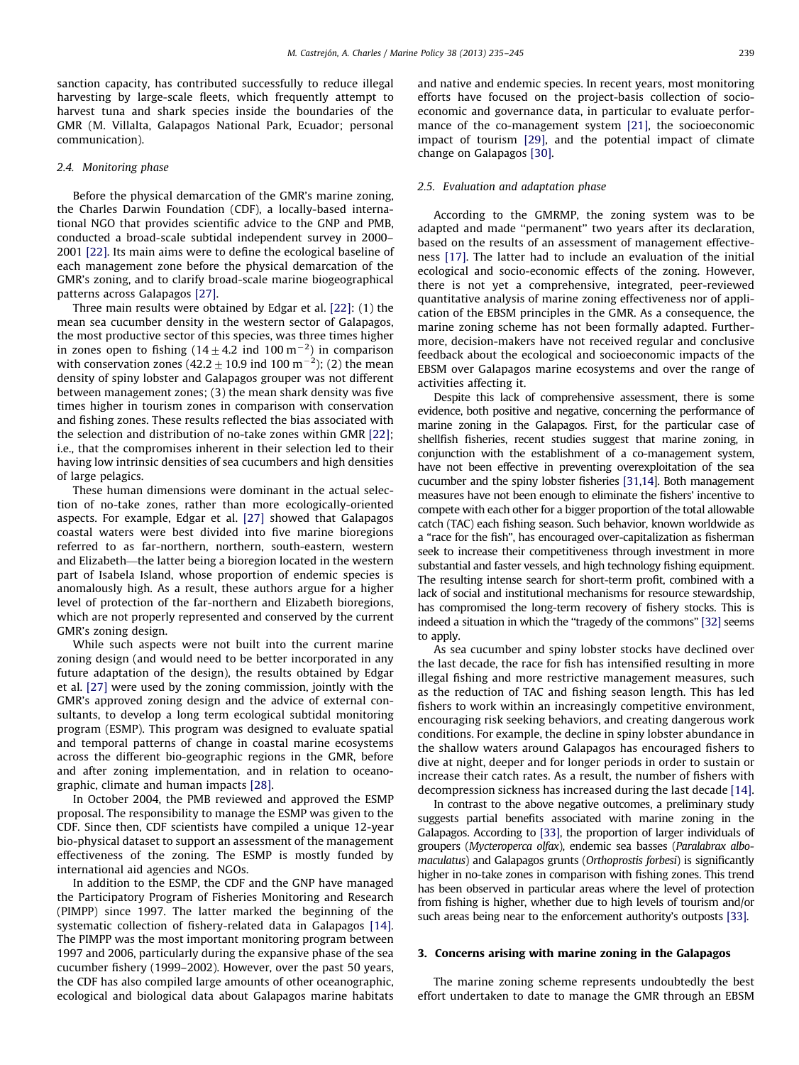sanction capacity, has contributed successfully to reduce illegal harvesting by large-scale fleets, which frequently attempt to harvest tuna and shark species inside the boundaries of the GMR (M. Villalta, Galapagos National Park, Ecuador; personal communication).

### 2.4. Monitoring phase

Before the physical demarcation of the GMR's marine zoning, the Charles Darwin Foundation (CDF), a locally-based international NGO that provides scientific advice to the GNP and PMB, conducted a broad-scale subtidal independent survey in 2000–2001 [22]. Its main aims were to define the ecological baseline of each management zone before the physical demarcation of the GMR's zoning, and to clarify broad-scale marine biogeographical patterns across Galapagos [27].

Three main results were obtained by Edgar et al. [22]: (1) the mean sea cucumber density in the western sector of Galapagos, the most productive sector of this species, was three times higher in zones open to fishing ($14 \pm 4.2$ ind $100\ \text{m}^{-2}$) in comparison with conservation zones ($42.2 \pm 10.9$ ind $100\ \text{m}^{-2}$); (2) the mean density of spiny lobster and Galapagos grouper was not different between management zones; (3) the mean shark density was five times higher in tourism zones in comparison with conservation and fishing zones. These results reflected the bias associated with the selection and distribution of no-take zones within GMR [22]; i.e., that the compromises inherent in their selection led to their having low intrinsic densities of sea cucumbers and high densities of large pelagics.

These human dimensions were dominant in the actual selection of no-take zones, rather than more ecologically-oriented aspects. For example, Edgar et al. [27] showed that Galapagos coastal waters were best divided into five marine bioregions referred to as far-northern, northern, south-eastern, western and Elizabeth—the latter being a bioregion located in the western part of Isabela Island, whose proportion of endemic species is anomalously high. As a result, these authors argue for a higher level of protection of the far-northern and Elizabeth bioregions, which are not properly represented and conserved by the current GMR's zoning design.

While such aspects were not built into the current marine zoning design (and would need to be better incorporated in any future adaptation of the design), the results obtained by Edgar et al. [27] were used by the zoning commission, jointly with the GMR's approved zoning design and the advice of external consultants, to develop a long term ecological subtidal monitoring program (ESMP). This program was designed to evaluate spatial and temporal patterns of change in coastal marine ecosystems across the different bio-geographic regions in the GMR, before and after zoning implementation, and in relation to oceanographic, climate and human impacts [28].

In October 2004, the PMB reviewed and approved the ESMP proposal. The responsibility to manage the ESMP was given to the CDF. Since then, CDF scientists have compiled a unique 12-year bio-physical dataset to support an assessment of the management effectiveness of the zoning. The ESMP is mostly funded by international aid agencies and NGOs.

In addition to the ESMP, the CDF and the GNP have managed the Participatory Program of Fisheries Monitoring and Research (PIMPP) since 1997. The latter marked the beginning of the systematic collection of fishery-related data in Galapagos [14]. The PIMPP was the most important monitoring program between 1997 and 2006, particularly during the expansive phase of the sea cucumber fishery (1999–2002). However, over the past 50 years, the CDF has also compiled large amounts of other oceanographic, ecological and biological data about Galapagos marine habitats and native and endemic species. In recent years, most monitoring efforts have focused on the project-basis collection of socio-economic and governance data, in particular to evaluate performance of the co-management system [21], the socioeconomic impact of tourism [29], and the potential impact of climate change on Galapagos [30].

### 2.5. Evaluation and adaptation phase

According to the GMRMP, the zoning system was to be adapted and made "permanent" two years after its declaration, based on the results of an assessment of management effectiveness [17]. The latter had to include an evaluation of the initial ecological and socio-economic effects of the zoning. However, there is not yet a comprehensive, integrated, peer-reviewed quantitative analysis of marine zoning effectiveness nor of application of the EBSM principles in the GMR. As a consequence, the marine zoning scheme has not been formally adapted. Furthermore, decision-makers have not received regular and conclusive feedback about the ecological and socioeconomic impacts of the EBSM over Galapagos marine ecosystems and over the range of activities affecting it.

Despite this lack of comprehensive assessment, there is some evidence, both positive and negative, concerning the performance of marine zoning in the Galapagos. First, for the particular case of shellfish fisheries, recent studies suggest that marine zoning, in conjunction with the establishment of a co-management system, have not been effective in preventing overexploitation of the sea cucumber and the spiny lobster fisheries [31,14]. Both management measures have not been enough to eliminate the fishers' incentive to compete with each other for a bigger proportion of the total allowable catch (TAC) each fishing season. Such behavior, known worldwide as a "race for the fish", has encouraged over-capitalization as fisherman seek to increase their competitiveness through investment in more substantial and faster vessels, and high technology fishing equipment. The resulting intense search for short-term profit, combined with a lack of social and institutional mechanisms for resource stewardship, has compromised the long-term recovery of fishery stocks. This is indeed a situation in which the "tragedy of the commons" [32] seems to apply.

As sea cucumber and spiny lobster stocks have declined over the last decade, the race for fish has intensified resulting in more illegal fishing and more restrictive management measures, such as the reduction of TAC and fishing season length. This has led fishers to work within an increasingly competitive environment, encouraging risk seeking behaviors, and creating dangerous work conditions. For example, the decline in spiny lobster abundance in the shallow waters around Galapagos has encouraged fishers to dive at night, deeper and for longer periods in order to sustain or increase their catch rates. As a result, the number of fishers with decompression sickness has increased during the last decade [14].

In contrast to the above negative outcomes, a preliminary study suggests partial benefits associated with marine zoning in the Galapagos. According to [33], the proportion of larger individuals of groupers (*Mycteroperca olfax*), endemic sea basses (*Paralabrax albomaculatus*) and Galapagos grunts (*Orthoprostis forbesi*) is significantly higher in no-take zones in comparison with fishing zones. This trend has been observed in particular areas where the level of protection from fishing is higher, whether due to high levels of tourism and/or such areas being near to the enforcement authority's outposts [33].

## 3. Concerns arising with marine zoning in the Galapagos

The marine zoning scheme represents undoubtedly the best effort undertaken to date to manage the GMR through an EBSM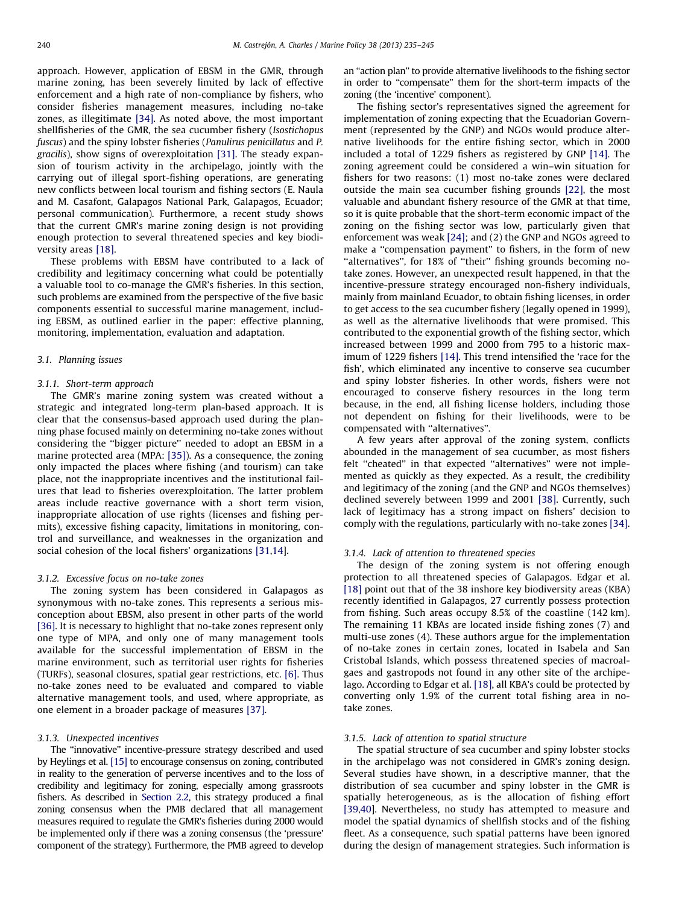approach. However, application of EBSM in the GMR, through marine zoning, has been severely limited by lack of effective enforcement and a high rate of non-compliance by fishers, who consider fisheries management measures, including no-take zones, as illegitimate [34]. As noted above, the most important shellfisheries of the GMR, the sea cucumber fishery (*Isostichopus fuscus*) and the spiny lobster fisheries (*Panulirus penicillatus* and *P. gracilis*), show signs of overexploitation [31]. The steady expansion of tourism activity in the archipelago, jointly with the carrying out of illegal sport-fishing operations, are generating new conflicts between local tourism and fishing sectors (E. Naula and M. Casafont, Galapagos National Park, Galapagos, Ecuador; personal communication). Furthermore, a recent study shows that the current GMR's marine zoning design is not providing enough protection to several threatened species and key biodiversity areas [18].

These problems with EBSM have contributed to a lack of credibility and legitimacy concerning what could be potentially a valuable tool to co-manage the GMR's fisheries. In this section, such problems are examined from the perspective of the five basic components essential to successful marine management, including EBSM, as outlined earlier in the paper: effective planning, monitoring, implementation, evaluation and adaptation.

### 3.1. Planning issues

#### 3.1.1. Short-term approach

The GMR's marine zoning system was created without a strategic and integrated long-term plan-based approach. It is clear that the consensus-based approach used during the planning phase focused mainly on determining no-take zones without considering the ''bigger picture'' needed to adopt an EBSM in a marine protected area (MPA: [35]). As a consequence, the zoning only impacted the places where fishing (and tourism) can take place, not the inappropriate incentives and the institutional failures that lead to fisheries overexploitation. The latter problem areas include reactive governance with a short term vision, inappropriate allocation of use rights (licenses and fishing permits), excessive fishing capacity, limitations in monitoring, control and surveillance, and weaknesses in the organization and social cohesion of the local fishers' organizations [31,14].

#### 3.1.2. Excessive focus on no-take zones

The zoning system has been considered in Galapagos as synonymous with no-take zones. This represents a serious misconception about EBSM, also present in other parts of the world [36]. It is necessary to highlight that no-take zones represent only one type of MPA, and only one of many management tools available for the successful implementation of EBSM in the marine environment, such as territorial user rights for fisheries (TURFs), seasonal closures, spatial gear restrictions, etc. [6]. Thus no-take zones need to be evaluated and compared to viable alternative management tools, and used, where appropriate, as one element in a broader package of measures [37].

#### 3.1.3. Unexpected incentives

The ''innovative'' incentive-pressure strategy described and used by Heylings et al. [15] to encourage consensus on zoning, contributed in reality to the generation of perverse incentives and to the loss of credibility and legitimacy for zoning, especially among grassroots fishers. As described in Section 2.2, this strategy produced a final zoning consensus when the PMB declared that all management measures required to regulate the GMR's fisheries during 2000 would be implemented only if there was a zoning consensus (the 'pressure' component of the strategy). Furthermore, the PMB agreed to develop an ''action plan'' to provide alternative livelihoods to the fishing sector in order to ''compensate'' them for the short-term impacts of the zoning (the 'incentive' component).

The fishing sector's representatives signed the agreement for implementation of zoning expecting that the Ecuadorian Government (represented by the GNP) and NGOs would produce alternative livelihoods for the entire fishing sector, which in 2000 included a total of 1229 fishers as registered by GNP [14]. The zoning agreement could be considered a win–win situation for fishers for two reasons: (1) most no-take zones were declared outside the main sea cucumber fishing grounds [22], the most valuable and abundant fishery resource of the GMR at that time, so it is quite probable that the short-term economic impact of the zoning on the fishing sector was low, particularly given that enforcement was weak [24]; and (2) the GNP and NGOs agreed to make a ''compensation payment'' to fishers, in the form of new ''alternatives'', for 18% of ''their'' fishing grounds becoming no-take zones. However, an unexpected result happened, in that the incentive-pressure strategy encouraged non-fishery individuals, mainly from mainland Ecuador, to obtain fishing licenses, in order to get access to the sea cucumber fishery (legally opened in 1999), as well as the alternative livelihoods that were promised. This contributed to the exponential growth of the fishing sector, which increased between 1999 and 2000 from 795 to a historic maximum of 1229 fishers [14]. This trend intensified the 'race for the fish', which eliminated any incentive to conserve sea cucumber and spiny lobster fisheries. In other words, fishers were not encouraged to conserve fishery resources in the long term because, in the end, all fishing license holders, including those not dependent on fishing for their livelihoods, were to be compensated with ''alternatives''.

A few years after approval of the zoning system, conflicts abounded in the management of sea cucumber, as most fishers felt ''cheated'' in that expected ''alternatives'' were not implemented as quickly as they expected. As a result, the credibility and legitimacy of the zoning (and the GNP and NGOs themselves) declined severely between 1999 and 2001 [38]. Currently, such lack of legitimacy has a strong impact on fishers' decision to comply with the regulations, particularly with no-take zones [34].

#### 3.1.4. Lack of attention to threatened species

The design of the zoning system is not offering enough protection to all threatened species of Galapagos. Edgar et al. [18] point out that of the 38 inshore key biodiversity areas (KBA) recently identified in Galapagos, 27 currently possess protection from fishing. Such areas occupy 8.5% of the coastline (142 km). The remaining 11 KBAs are located inside fishing zones (7) and multi-use zones (4). These authors argue for the implementation of no-take zones in certain zones, located in Isabela and San Cristobal Islands, which possess threatened species of macroalgaes and gastropods not found in any other site of the archipelago. According to Edgar et al. [18], all KBA's could be protected by converting only 1.9% of the current total fishing area in no-take zones.

#### 3.1.5. Lack of attention to spatial structure

The spatial structure of sea cucumber and spiny lobster stocks in the archipelago was not considered in GMR's zoning design. Several studies have shown, in a descriptive manner, that the distribution of sea cucumber and spiny lobster in the GMR is spatially heterogeneous, as is the allocation of fishing effort [39,40]. Nevertheless, no study has attempted to measure and model the spatial dynamics of shellfish stocks and of the fishing fleet. As a consequence, such spatial patterns have been ignored during the design of management strategies. Such information is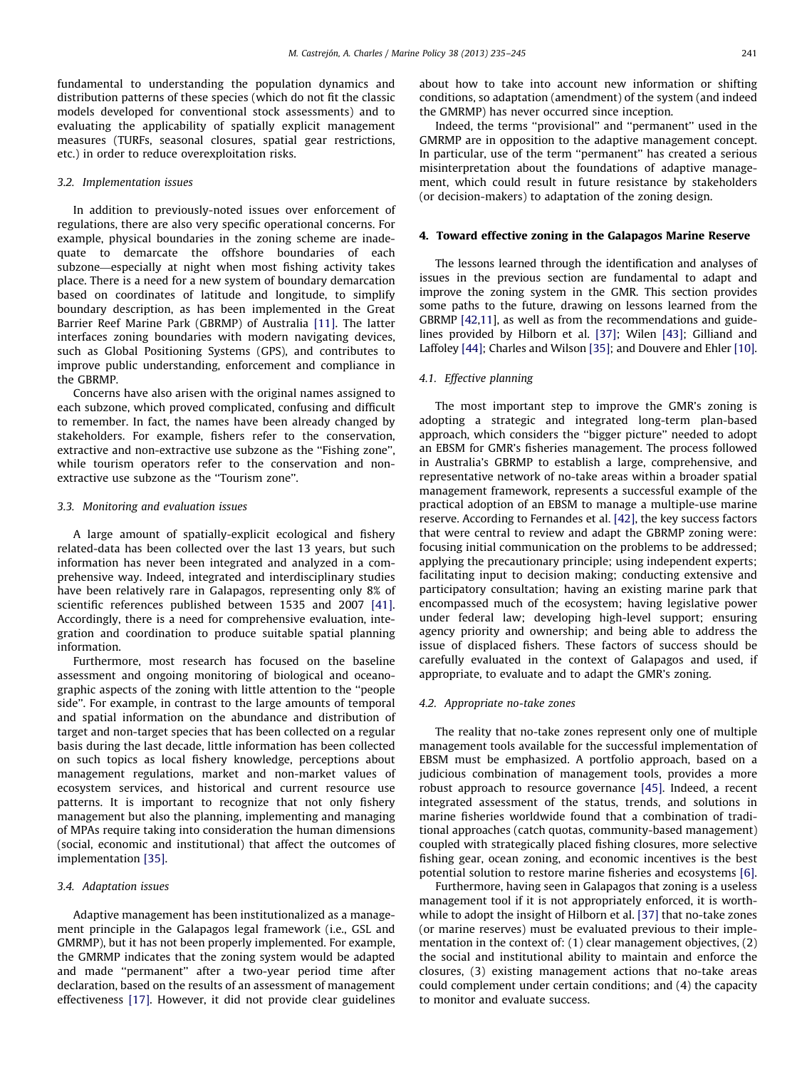fundamental to understanding the population dynamics and distribution patterns of these species (which do not fit the classic models developed for conventional stock assessments) and to evaluating the applicability of spatially explicit management measures (TURFs, seasonal closures, spatial gear restrictions, etc.) in order to reduce overexploitation risks.

### 3.2. Implementation issues

In addition to previously-noted issues over enforcement of regulations, there are also very specific operational concerns. For example, physical boundaries in the zoning scheme are inadequate to demarcate the offshore boundaries of each subzone—especially at night when most fishing activity takes place. There is a need for a new system of boundary demarcation based on coordinates of latitude and longitude, to simplify boundary description, as has been implemented in the Great Barrier Reef Marine Park (GBRMP) of Australia [11]. The latter interfaces zoning boundaries with modern navigating devices, such as Global Positioning Systems (GPS), and contributes to improve public understanding, enforcement and compliance in the GBRMP.

Concerns have also arisen with the original names assigned to each subzone, which proved complicated, confusing and difficult to remember. In fact, the names have been already changed by stakeholders. For example, fishers refer to the conservation, extractive and non-extractive use subzone as the "Fishing zone", while tourism operators refer to the conservation and non-extractive use subzone as the "Tourism zone".

### 3.3. Monitoring and evaluation issues

A large amount of spatially-explicit ecological and fishery related-data has been collected over the last 13 years, but such information has never been integrated and analyzed in a comprehensive way. Indeed, integrated and interdisciplinary studies have been relatively rare in Galapagos, representing only 8% of scientific references published between 1535 and 2007 [41]. Accordingly, there is a need for comprehensive evaluation, integration and coordination to produce suitable spatial planning information.

Furthermore, most research has focused on the baseline assessment and ongoing monitoring of biological and oceanographic aspects of the zoning with little attention to the "people side". For example, in contrast to the large amounts of temporal and spatial information on the abundance and distribution of target and non-target species that has been collected on a regular basis during the last decade, little information has been collected on such topics as local fishery knowledge, perceptions about management regulations, market and non-market values of ecosystem services, and historical and current resource use patterns. It is important to recognize that not only fishery management but also the planning, implementing and managing of MPAs require taking into consideration the human dimensions (social, economic and institutional) that affect the outcomes of implementation [35].

### 3.4. Adaptation issues

Adaptive management has been institutionalized as a management principle in the Galapagos legal framework (i.e., GSL and GMRMP), but it has not been properly implemented. For example, the GMRMP indicates that the zoning system would be adapted and made "permanent" after a two-year period time after declaration, based on the results of an assessment of management effectiveness [17]. However, it did not provide clear guidelines about how to take into account new information or shifting conditions, so adaptation (amendment) of the system (and indeed the GMRMP) has never occurred since inception.

Indeed, the terms "provisional" and "permanent" used in the GMRMP are in opposition to the adaptive management concept. In particular, use of the term "permanent" has created a serious misinterpretation about the foundations of adaptive management, which could result in future resistance by stakeholders (or decision-makers) to adaptation of the zoning design.

## 4. Toward effective zoning in the Galapagos Marine Reserve

The lessons learned through the identification and analyses of issues in the previous section are fundamental to adapt and improve the zoning system in the GMR. This section provides some paths to the future, drawing on lessons learned from the GBRMP [42,11], as well as from the recommendations and guidelines provided by Hilborn et al. [37]; Wilen [43]; Gilliand and Laffoley [44]; Charles and Wilson [35]; and Douvere and Ehler [10].

### 4.1. Effective planning

The most important step to improve the GMR's zoning is adopting a strategic and integrated long-term plan-based approach, which considers the "bigger picture" needed to adopt an EBSM for GMR's fisheries management. The process followed in Australia's GBRMP to establish a large, comprehensive, and representative network of no-take areas within a broader spatial management framework, represents a successful example of the practical adoption of an EBSM to manage a multiple-use marine reserve. According to Fernandes et al. [42], the key success factors that were central to review and adapt the GBRMP zoning were: focusing initial communication on the problems to be addressed; applying the precautionary principle; using independent experts; facilitating input to decision making; conducting extensive and participatory consultation; having an existing marine park that encompassed much of the ecosystem; having legislative power under federal law; developing high-level support; ensuring agency priority and ownership; and being able to address the issue of displaced fishers. These factors of success should be carefully evaluated in the context of Galapagos and used, if appropriate, to evaluate and to adapt the GMR's zoning.

### 4.2. Appropriate no-take zones

The reality that no-take zones represent only one of multiple management tools available for the successful implementation of EBSM must be emphasized. A portfolio approach, based on a judicious combination of management tools, provides a more robust approach to resource governance [45]. Indeed, a recent integrated assessment of the status, trends, and solutions in marine fisheries worldwide found that a combination of traditional approaches (catch quotas, community-based management) coupled with strategically placed fishing closures, more selective fishing gear, ocean zoning, and economic incentives is the best potential solution to restore marine fisheries and ecosystems [6].

Furthermore, having seen in Galapagos that zoning is a useless management tool if it is not appropriately enforced, it is worthwhile to adopt the insight of Hilborn et al. [37] that no-take zones (or marine reserves) must be evaluated previous to their implementation in the context of: (1) clear management objectives, (2) the social and institutional ability to maintain and enforce the closures, (3) existing management actions that no-take areas could complement under certain conditions; and (4) the capacity to monitor and evaluate success.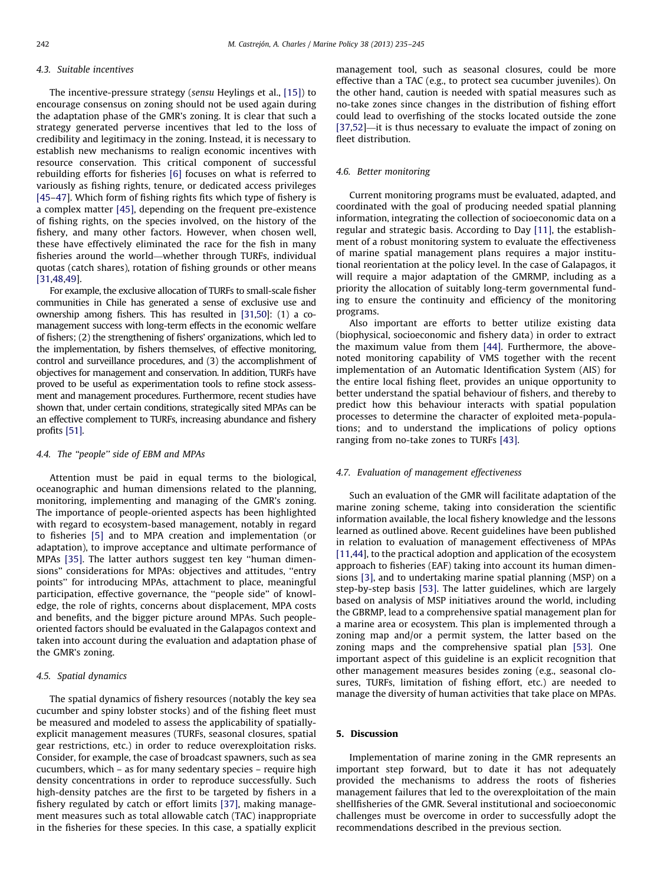### 4.3. Suitable incentives

The incentive-pressure strategy (*sensu* Heylings et al., [15]) to encourage consensus on zoning should not be used again during the adaptation phase of the GMR's zoning. It is clear that such a strategy generated perverse incentives that led to the loss of credibility and legitimacy in the zoning. Instead, it is necessary to establish new mechanisms to realign economic incentives with resource conservation. This critical component of successful rebuilding efforts for fisheries [6] focuses on what is referred to variously as fishing rights, tenure, or dedicated access privileges [45–47]. Which form of fishing rights fits which type of fishery is a complex matter [45], depending on the frequent pre-existence of fishing rights, on the species involved, on the history of the fishery, and many other factors. However, when chosen well, these have effectively eliminated the race for the fish in many fisheries around the world—whether through TURFs, individual quotas (catch shares), rotation of fishing grounds or other means [31,48,49].

For example, the exclusive allocation of TURFs to small-scale fisher communities in Chile has generated a sense of exclusive use and ownership among fishers. This has resulted in [31,50]: (1) a co-management success with long-term effects in the economic welfare of fishers; (2) the strengthening of fishers' organizations, which led to the implementation, by fishers themselves, of effective monitoring, control and surveillance procedures, and (3) the accomplishment of objectives for management and conservation. In addition, TURFs have proved to be useful as experimentation tools to refine stock assessment and management procedures. Furthermore, recent studies have shown that, under certain conditions, strategically sited MPAs can be an effective complement to TURFs, increasing abundance and fishery profits [51].

### 4.4. The ''people'' side of EBM and MPAs

Attention must be paid in equal terms to the biological, oceanographic and human dimensions related to the planning, monitoring, implementing and managing of the GMR's zoning. The importance of people-oriented aspects has been highlighted with regard to ecosystem-based management, notably in regard to fisheries [5] and to MPA creation and implementation (or adaptation), to improve acceptance and ultimate performance of MPAs [35]. The latter authors suggest ten key ''human dimensions'' considerations for MPAs: objectives and attitudes, ''entry points'' for introducing MPAs, attachment to place, meaningful participation, effective governance, the ''people side'' of knowledge, the role of rights, concerns about displacement, MPA costs and benefits, and the bigger picture around MPAs. Such people-oriented factors should be evaluated in the Galapagos context and taken into account during the evaluation and adaptation phase of the GMR's zoning.

### 4.5. Spatial dynamics

The spatial dynamics of fishery resources (notably the key sea cucumber and spiny lobster stocks) and of the fishing fleet must be measured and modeled to assess the applicability of spatially-explicit management measures (TURFs, seasonal closures, spatial gear restrictions, etc.) in order to reduce overexploitation risks. Consider, for example, the case of broadcast spawners, such as sea cucumbers, which – as for many sedentary species – require high density concentrations in order to reproduce successfully. Such high-density patches are the first to be targeted by fishers in a fishery regulated by catch or effort limits [37], making management measures such as total allowable catch (TAC) inappropriate in the fisheries for these species. In this case, a spatially explicit management tool, such as seasonal closures, could be more effective than a TAC (e.g., to protect sea cucumber juveniles). On the other hand, caution is needed with spatial measures such as no-take zones since changes in the distribution of fishing effort could lead to overfishing of the stocks located outside the zone [37,52]—it is thus necessary to evaluate the impact of zoning on fleet distribution.

### 4.6. Better monitoring

Current monitoring programs must be evaluated, adapted, and coordinated with the goal of producing needed spatial planning information, integrating the collection of socioeconomic data on a regular and strategic basis. According to Day [11], the establishment of a robust monitoring system to evaluate the effectiveness of marine spatial management plans requires a major institutional reorientation at the policy level. In the case of Galapagos, it will require a major adaptation of the GMRMP, including as a priority the allocation of suitably long-term governmental funding to ensure the continuity and efficiency of the monitoring programs.

Also important are efforts to better utilize existing data (biophysical, socioeconomic and fishery data) in order to extract the maximum value from them [44]. Furthermore, the above-noted monitoring capability of VMS together with the recent implementation of an Automatic Identification System (AIS) for the entire local fishing fleet, provides an unique opportunity to better understand the spatial behaviour of fishers, and thereby to predict how this behaviour interacts with spatial population processes to determine the character of exploited meta-populations; and to understand the implications of policy options ranging from no-take zones to TURFs [43].

### 4.7. Evaluation of management effectiveness

Such an evaluation of the GMR will facilitate adaptation of the marine zoning scheme, taking into consideration the scientific information available, the local fishery knowledge and the lessons learned as outlined above. Recent guidelines have been published in relation to evaluation of management effectiveness of MPAs [11,44], to the practical adoption and application of the ecosystem approach to fisheries (EAF) taking into account its human dimensions [3], and to undertaking marine spatial planning (MSP) on a step-by-step basis [53]. The latter guidelines, which are largely based on analysis of MSP initiatives around the world, including the GBRMP, lead to a comprehensive spatial management plan for a marine area or ecosystem. This plan is implemented through a zoning map and/or a permit system, the latter based on the zoning maps and the comprehensive spatial plan [53]. One important aspect of this guideline is an explicit recognition that other management measures besides zoning (e.g., seasonal closures, TURFs, limitation of fishing effort, etc.) are needed to manage the diversity of human activities that take place on MPAs.

## 5. Discussion

Implementation of marine zoning in the GMR represents an important step forward, but to date it has not adequately provided the mechanisms to address the roots of fisheries management failures that led to the overexploitation of the main shellfisheries of the GMR. Several institutional and socioeconomic challenges must be overcome in order to successfully adopt the recommendations described in the previous section.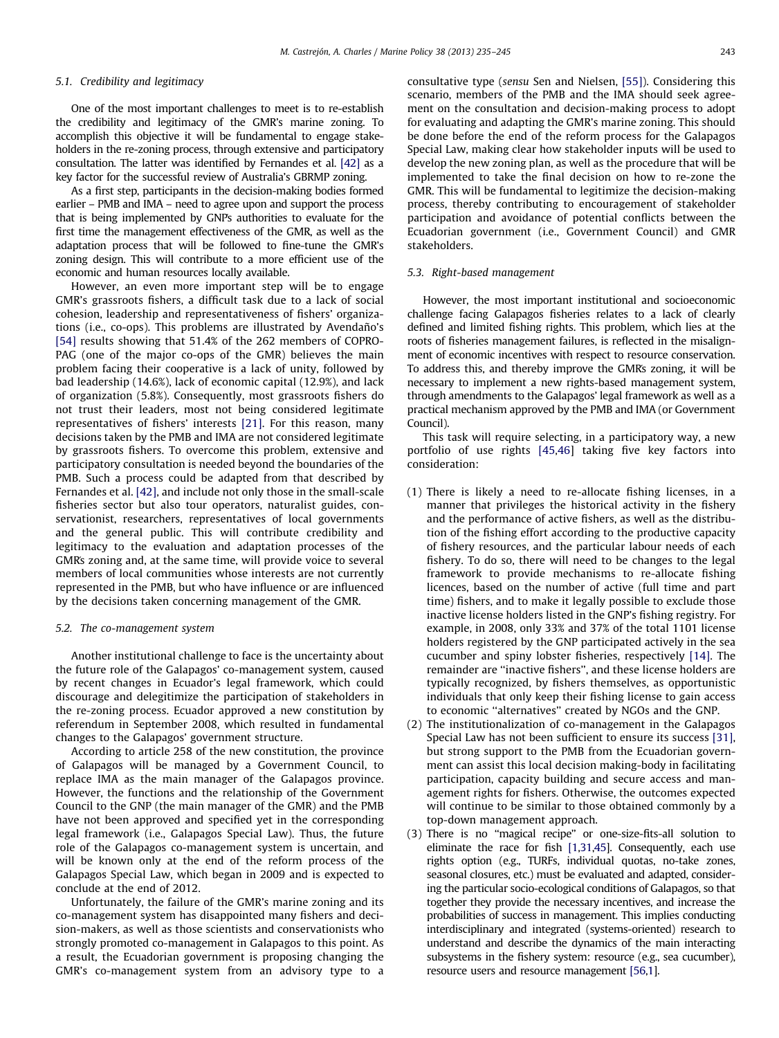### 5.1. Credibility and legitimacy

One of the most important challenges to meet is to re-establish the credibility and legitimacy of the GMR's marine zoning. To accomplish this objective it will be fundamental to engage stakeholders in the re-zoning process, through extensive and participatory consultation. The latter was identified by Fernandes et al. [42] as a key factor for the successful review of Australia's GBRMP zoning.

As a first step, participants in the decision-making bodies formed earlier – PMB and IMA – need to agree upon and support the process that is being implemented by GNPs authorities to evaluate for the first time the management effectiveness of the GMR, as well as the adaptation process that will be followed to fine-tune the GMR's zoning design. This will contribute to a more efficient use of the economic and human resources locally available.

However, an even more important step will be to engage GMR's grassroots fishers, a difficult task due to a lack of social cohesion, leadership and representativeness of fishers' organizations (i.e., co-ops). This problems are illustrated by Avendaño's [54] results showing that 51.4% of the 262 members of COPROPAG (one of the major co-ops of the GMR) believes the main problem facing their cooperative is a lack of unity, followed by bad leadership (14.6%), lack of economic capital (12.9%), and lack of organization (5.8%). Consequently, most grassroots fishers do not trust their leaders, most not being considered legitimate representatives of fishers' interests [21]. For this reason, many decisions taken by the PMB and IMA are not considered legitimate by grassroots fishers. To overcome this problem, extensive and participatory consultation is needed beyond the boundaries of the PMB. Such a process could be adapted from that described by Fernandes et al. [42], and include not only those in the small-scale fisheries sector but also tour operators, naturalist guides, conservationist, researchers, representatives of local governments and the general public. This will contribute credibility and legitimacy to the evaluation and adaptation processes of the GMR's zoning and, at the same time, will provide voice to several members of local communities whose interests are not currently represented in the PMB, but who have influence or are influenced by the decisions taken concerning management of the GMR.

### 5.2. The co-management system

Another institutional challenge to face is the uncertainty about the future role of the Galapagos' co-management system, caused by recent changes in Ecuador's legal framework, which could discourage and delegitimize the participation of stakeholders in the re-zoning process. Ecuador approved a new constitution by referendum in September 2008, which resulted in fundamental changes to the Galapagos' government structure.

According to article 258 of the new constitution, the province of Galapagos will be managed by a Government Council, to replace IMA as the main manager of the Galapagos province. However, the functions and the relationship of the Government Council to the GNP (the main manager of the GMR) and the PMB have not been approved and specified yet in the corresponding legal framework (i.e., Galapagos Special Law). Thus, the future role of the Galapagos co-management system is uncertain, and will be known only at the end of the reform process of the Galapagos Special Law, which began in 2009 and is expected to conclude at the end of 2012.

Unfortunately, the failure of the GMR's marine zoning and its co-management system has disappointed many fishers and decision-makers, as well as those scientists and conservationists who strongly promoted co-management in Galapagos to this point. As a result, the Ecuadorian government is proposing changing the GMR's co-management system from an advisory type to a consultative type (*sensu* Sen and Nielsen, [55]). Considering this scenario, members of the PMB and the IMA should seek agreement on the consultation and decision-making process to adopt for evaluating and adapting the GMR's marine zoning. This should be done before the end of the reform process for the Galapagos Special Law, making clear how stakeholder inputs will be used to develop the new zoning plan, as well as the procedure that will be implemented to take the final decision on how to re-zone the GMR. This will be fundamental to legitimize the decision-making process, thereby contributing to encouragement of stakeholder participation and avoidance of potential conflicts between the Ecuadorian government (i.e., Government Council) and GMR stakeholders.

### 5.3. Right-based management

However, the most important institutional and socioeconomic challenge facing Galapagos fisheries relates to a lack of clearly defined and limited fishing rights. This problem, which lies at the roots of fisheries management failures, is reflected in the misalignment of economic incentives with respect to resource conservation. To address this, and thereby improve the GMR's zoning, it will be necessary to implement a new rights-based management system, through amendments to the Galapagos' legal framework as well as a practical mechanism approved by the PMB and IMA (or Government Council).

This task will require selecting, in a participatory way, a new portfolio of use rights [45,46] taking five key factors into consideration:

(1) There is likely a need to re-allocate fishing licenses, in a manner that privileges the historical activity in the fishery and the performance of active fishers, as well as the distribution of the fishing effort according to the productive capacity of fishery resources, and the particular labour needs of each fishery. To do so, there will need to be changes to the legal framework to provide mechanisms to re-allocate fishing licences, based on the number of active (full time and part time) fishers, and to make it legally possible to exclude those inactive license holders listed in the GNP's fishing registry. For example, in 2008, only 33% and 37% of the total 1101 license holders registered by the GNP participated actively in the sea cucumber and spiny lobster fisheries, respectively [14]. The remainder are "inactive fishers", and these license holders are typically recognized, by fishers themselves, as opportunistic individuals that only keep their fishing license to gain access to economic "alternatives" created by NGOs and the GNP.

(2) The institutionalization of co-management in the Galapagos Special Law has not been sufficient to ensure its success [31], but strong support to the PMB from the Ecuadorian government can assist this local decision making-body in facilitating participation, capacity building and secure access and management rights for fishers. Otherwise, the outcomes expected will continue to be similar to those obtained commonly by a top-down management approach.

(3) There is no "magical recipe" or one-size-fits-all solution to eliminate the race for fish [1,31,45]. Consequently, each use rights option (e.g., TURFs, individual quotas, no-take zones, seasonal closures, etc.) must be evaluated and adapted, considering the particular socio-ecological conditions of Galapagos, so that together they provide the necessary incentives, and increase the probabilities of success in management. This implies conducting interdisciplinary and integrated (systems-oriented) research to understand and describe the dynamics of the main interacting subsystems in the fishery system: resource (e.g., sea cucumber), resource users and resource management [56,1].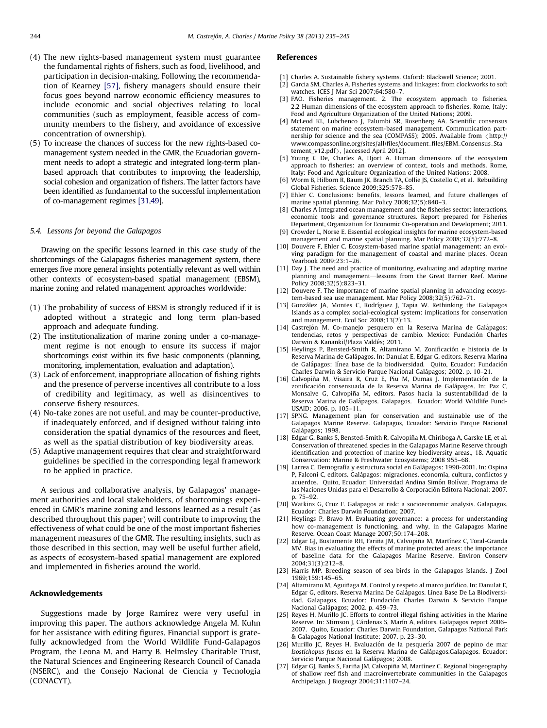(4) The new rights-based management system must guarantee the fundamental rights of fishers, such as food, livelihood, and participation in decision-making. Following the recommendation of Kearney [57], fishery managers should ensure their focus goes beyond narrow economic efficiency measures to include economic and social objectives relating to local communities (such as employment, feasible access of community members to the fishery, and avoidance of excessive concentration of ownership).

(5) To increase the chances of success for the new rights-based co-management system needed in the GMR, the Ecuadorian government needs to adopt a strategic and integrated long-term plan-based approach that contributes to improving the leadership, social cohesion and organization of fishers. The latter factors have been identified as fundamental to the successful implementation of co-management regimes [31,49].

### 5.4. Lessons for beyond the Galapagos

Drawing on the specific lessons learned in this case study of the shortcomings of the Galapagos fisheries management system, there emerges five more general insights potentially relevant as well within other contexts of ecosystem-based spatial management (EBSM), marine zoning and related management approaches worldwide:

(1) The probability of success of EBSM is strongly reduced if it is adopted without a strategic and long term plan-based approach and adequate funding.

(2) The institutionalization of marine zoning under a co-management regime is not enough to ensure its success if major shortcomings exist within its five basic components (planning, monitoring, implementation, evaluation and adaptation).

(3) Lack of enforcement, inappropriate allocation of fishing rights and the presence of perverse incentives all contribute to a loss of credibility and legitimacy, as well as disincentives to conserve fishery resources.

(4) No-take zones are not useful, and may be counter-productive, if inadequately enforced, and if designed without taking into consideration the spatial dynamics of the resources and fleet, as well as the spatial distribution of key biodiversity areas.

(5) Adaptive management requires that clear and straightforward guidelines be specified in the corresponding legal framework to be applied in practice.

A serious and collaborative analysis, by Galapagos' management authorities and local stakeholders, of shortcomings experienced in GMR's marine zoning and lessons learned as a result (as described throughout this paper) will contribute to improving the effectiveness of what could be one of the most important fisheries management measures of the GMR. The resulting insights, such as those described in this section, may well be useful further afield, as aspects of ecosystem-based spatial management are explored and implemented in fisheries around the world.

## Acknowledgements

Suggestions made by Jorge Ramírez were very useful in improving this paper. The authors acknowledge Angela M. Kuhn for her assistance with editing figures. Financial support is gratefully acknowledged from the World Wildlife Fund-Galapagos Program, the Leona M. and Harry B. Helmsley Charitable Trust, the Natural Sciences and Engineering Research Council of Canada (NSERC), and the Consejo Nacional de Ciencia y Tecnología (CONACYT).

## References

[1] Charles A. Sustainable fishery systems. Oxford: Blackwell Science; 2001.

[2] Garcia SM, Charles A. Fisheries systems and linkages: from clockworks to soft watches. ICES J Mar Sci 2007;64:580–7.

[3] FAO. Fisheries management. 2. The ecosystem approach to fisheries. 2.2 Human dimensions of the ecosystem approach to fisheries. Rome, Italy: Food and Agriculture Organization of the United Nations; 2009.

[4] McLeod KL, Lubchenco J, Palumbi SR, Rosenberg AA. Scientific consensus statement on marine ecosystem-based management. Communication partnership for science and the sea (COMPASS); 2005. Available from ⟨http://www.compassonline.org/sites/all/files/document_files/EBM_Consensus_Statement_v12.pdf⟩, [accessed April 2012].

[5] Young C De, Charles A, Hjort A. Human dimensions of the ecosystem approach to fisheries: an overview of context, tools and methods. Rome, Italy: Food and Agriculture Organization of the United Nations; 2008.

[6] Worm B, Hilborn R, Baum JK, Branch TA, Collie JS, Costello C, et al. Rebuilding Global Fisheries. Science 2009;325:578–85.

[7] Ehler C. Conclusions: benefits, lessons learned, and future challenges of marine spatial planning. Mar Policy 2008;32(5):840–3.

[8] Charles A Integrated ocean management and the fisheries sector: interactions, economic tools and governance structures. Report prepared for Fisheries Department, Organization for Economic Co-operation and Development; 2011.

[9] Crowder L, Norse E. Essential ecological insights for marine ecosystem-based management and marine spatial planning. Mar Policy 2008;32(5):772–8.

[10] Douvere F, Ehler C. Ecosystem-based marine spatial management: an evolving paradigm for the management of coastal and marine places. Ocean Yearbook 2009;23:1–26.

[11] Day J. The need and practice of monitoring, evaluating and adapting marine planning and management—lessons from the Great Barrier Reef. Marine Policy 2008;32(5):823–31.

[12] Douvere F. The importance of marine spatial planning in advancing ecosystem-based sea use management. Mar Policy 2008;32(5):762–71.

[13] González JA, Montes C, Rodríguez J, Tapia W. Rethinking the Galapagos Islands as a complex social-ecological system: implications for conservation and management. Ecol Soc 2008;13(2):13.

[14] Castrejón M. Co-manejo pesquero en la Reserva Marina de Galápagos: tendencias, retos y perspectivas de cambio. Mexico: Fundación Charles Darwin & Kanankil/Plaza Valdés; 2011.

[15] Heylings P, Bensted-Smith R, Altamirano M. Zonificación e historia de la Reserva Marina de Galápagos. In: Danulat E, Edgar G, editors. Reserva Marina de Galápagos: línea base de la biodiversidad. Quito, Ecuador: Fundación Charles Darwin & Servicio Parque Nacional Galápagos; 2002. p. 10–21.

[16] Calvopiña M, Visaira R, Cruz E, Piu M, Dumas J. Implementación de la zonificación consensuada de la Reserva Marina de Galápagos. In: Paz C, Monsalve G, Calvopiña M, editors. Pasos hacia la sustentabilidad de la Reserva Marina de Galápagos. Galapagos. Ecuador: World Wildlife Fund-USAID; 2006. p. 105–11.

[17] SPNG. Management plan for conservation and sustainable use of the Galapagos Marine Reserve. Galapagos, Ecuador: Servicio Parque Nacional Galápagos; 1998.

[18] Edgar G, Banks S, Bensted-Smith R, Calvopiña M, Chiriboga A, Garske LE, et al. Conservation of threatened species in the Galapagos Marine Reserve through identification and protection of marine key biodiversity areas. 18. Aquatic Conservation: Marine & Freshwater Ecosystems; 2008 955–68.

[19] Larrea C. Demografía y estructura social en Galápagos: 1990-2001. In: Ospina P, Falconí C, editors. Galápagos: migraciones, economía, cultura, conflictos y acuerdos. Quito, Ecuador: Universidad Andina Simón Bolívar, Programa de las Naciones Unidas para el Desarrollo & Corporación Editora Nacional; 2007. p. 75–92.

[20] Watkins G, Cruz F. Galapagos at risk: a socioeconomic analysis. Galapagos. Ecuador: Charles Darwin Foundation; 2007.

[21] Heylings P, Bravo M. Evaluating governance: a process for understanding how co-management is functioning, and why, in the Galapagos Marine Reserve. Ocean Coast Manage 2007;50:174–208.

[22] Edgar GJ, Bustamente RH, Fariña JM, Calvopiña M, Martínez C, Toral-Granda MV. Bias in evaluating the effects of marine protected areas: the importance of baseline data for the Galapagos Marine Reserve. Environ Conserv 2004;31(3):212–8.

[23] Harris MP. Breeding season of sea birds in the Galapagos Islands. J Zool 1969;159:145–65.

[24] Altamirano M, Aguiñaga M. Control y respeto al marco jurídico. In: Danulat E, Edgar G, editors. Reserva Marina De Galápagos. Línea Base De La Biodiversidad. Galapagos, Ecuador: Fundación Charles Darwin & Servicio Parque Nacional Galápagos; 2002. p. 459–73.

[25] Reyes H, Murillo JC. Efforts to control illegal fishing activities in the Marine Reserve. In: Stimson J, Cárdenas S, Marín A, editors. Galapagos report 2006–2007. Quito, Ecuador: Charles Darwin Foundation, Galapagos National Park & Galapagos National Institute; 2007. p. 23–30.

[26] Murillo JC, Reyes H. Evaluación de la pesquería 2007 de pepino de mar *Isostichopus fuscus* en la Reserva Marina de Galápagos.Galapagos. Ecuador: Servicio Parque Nacional Galápagos; 2008.

[27] Edgar GJ, Banks S, Fariña JM, Calvopiña M, Martínez C. Regional biogeography of shallow reef fish and macroinvertebrate communities in the Galapagos Archipelago. J Biogeogr 2004;31:1107–24.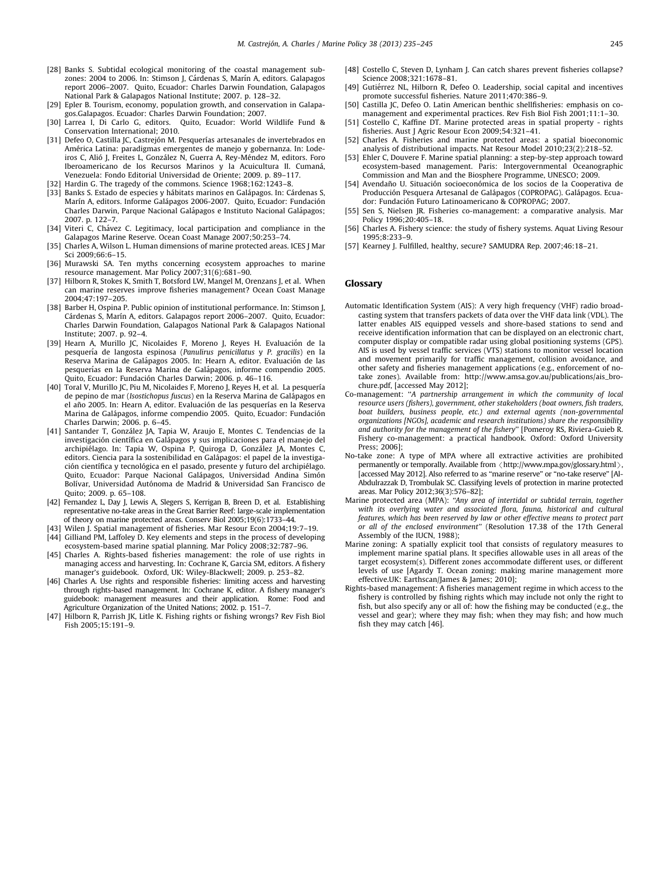[28] Banks S. Subtidal ecological monitoring of the coastal management subzones: 2004 to 2006. In: Stimson J, Cárdenas S, Marín A, editors. Galapagos report 2006–2007. Quito, Ecuador: Charles Darwin Foundation, Galapagos National Park & Galapagos National Institute; 2007. p. 128–32.

[29] Epler B. Tourism, economy, population growth, and conservation in Galapagos.Galapagos. Ecuador: Charles Darwin Foundation; 2007.

[30] Larrea I, Di Carlo G, editors. Quito, Ecuador: World Wildlife Fund & Conservation International; 2010.

[31] Defeo O, Castilla JC, Castrejón M. Pesquerías artesanales de invertebrados en América Latina: paradigmas emergentes de manejo y gobernanza. In: Lodeiros C, Alió J, Freites L, González N, Guerra A, Rey-Méndez M, editors. Foro Iberoamericano de los Recursos Marinos y la Acuicultura II. Cumaná, Venezuela: Fondo Editorial Universidad de Oriente; 2009. p. 89–117.

[32] Hardin G. The tragedy of the commons. Science 1968;162:1243–8.

[33] Banks S. Estado de especies y hábitats marinos en Galápagos. In: Cárdenas S, Marín A, editors. Informe Galápagos 2006-2007. Quito, Ecuador: Fundación Charles Darwin, Parque Nacional Galápagos e Instituto Nacional Galápagos; 2007. p. 122–7.

[34] Viteri C, Chávez C. Legitimacy, local participation and compliance in the Galapagos Marine Reserve. Ocean Coast Manage 2007;50:253–74.

[35] Charles A, Wilson L. Human dimensions of marine protected areas. ICES J Mar Sci 2009;66:6–15.

[36] Murawski SA. Ten myths concerning ecosystem approaches to marine resource management. Mar Policy 2007;31(6):681–90.

[37] Hilborn R, Stokes K, Smith T, Botsford LW, Mangel M, Orenzans J, et al. When can marine reserves improve fisheries management? Ocean Coast Manage 2004;47:197–205.

[38] Barber H, Ospina P. Public opinion of institutional performance. In: Stimson J, Cárdenas S, Marín A, editors. Galapagos report 2006–2007. Quito, Ecuador: Charles Darwin Foundation, Galapagos National Park & Galapagos National Institute; 2007. p. 92–4.

[39] Hearn A, Murillo JC, Nicolaides F, Moreno J, Reyes H. Evaluación de la pesquería de langosta espinosa (*Panulirus penicillatus* y *P. gracilis*) en la Reserva Marina de Galápagos 2005. In: Hearn A, editor. Evaluación de las pesquerías en la Reserva Marina de Galápagos, informe compendio 2005. Quito, Ecuador: Fundación Charles Darwin; 2006. p. 46–116.

[40] Toral V, Murillo JC, Piu M, Nicolaides F, Moreno J, Reyes H, et al. La pesquería de pepino de mar (*Isostichopus fuscus*) en la Reserva Marina de Galápagos en el año 2005. In: Hearn A, editor. Evaluación de las pesquerías en la Reserva Marina de Galápagos, informe compendio 2005. Quito, Ecuador: Fundación Charles Darwin; 2006. p. 6–45.

[41] Santander T, González JA, Tapia W, Araujo E, Montes C. Tendencias de la investigación científica en Galápagos y sus implicaciones para el manejo del archipiélago. In: Tapia W, Ospina P, Quiroga D, González JA, Montes C, editors. Ciencia para la sostenibilidad en Galápagos: el papel de la investigación científica y tecnológica en el pasado, presente y futuro del archipiélago. Quito, Ecuador: Parque Nacional Galápagos, Universidad Andina Simón Bolívar, Universidad Autónoma de Madrid & Universidad San Francisco de Quito; 2009. p. 65–108.

[42] Fernandez L, Day J, Lewis A, Slegers S, Kerrigan B, Breen D, et al. Establishing representative no-take areas in the Great Barrier Reef: large-scale implementation of theory on marine protected areas. Conserv Biol 2005;19(6):1733–44.

[43] Wilen J. Spatial management of fisheries. Mar Resour Econ 2004;19:7–19.

[44] Gilliand PM, Laffoley D. Key elements and steps in the process of developing ecosystem-based marine spatial planning. Mar Policy 2008;32:787–96.

[45] Charles A. Rights-based fisheries management: the role of use rights in managing access and harvesting. In: Cochrane K, Garcia SM, editors. A fishery manager's guidebook. Oxford, UK: Wiley-Blackwell; 2009. p. 253–82.

[46] Charles A. Use rights and responsible fisheries: limiting access and harvesting through rights-based management. In: Cochrane K, editor. A fishery manager's guidebook: management measures and their application. Rome: Food and Agriculture Organization of the United Nations; 2002. p. 151–7.

[47] Hilborn R, Parrish JK, Litle K. Fishing rights or fishing wrongs? Rev Fish Biol Fish 2005;15:191–9.

[48] Costello C, Steven D, Lynham J. Can catch shares prevent fisheries collapse? Science 2008;321:1678–81.

[49] Gutiérrez NL, Hilborn R, Defeo O. Leadership, social capital and incentives promote successful fisheries. Nature 2011;470:386–9.

[50] Castilla JC, Defeo O. Latin American benthic shellfisheries: emphasis on co-management and experimental practices. Rev Fish Biol Fish 2001;11:1–30.

[51] Costello C, Kaffine DT. Marine protected areas in spatial property - rights fisheries. Aust J Agric Resour Econ 2009;54:321–41.

[52] Charles A. Fisheries and marine protected areas: a spatial bioeconomic analysis of distributional impacts. Nat Resour Model 2010;23(2):218–52.

[53] Ehler C, Douvere F. Marine spatial planning: a step-by-step approach toward ecosystem-based management. Paris: Intergovernmental Oceanographic Commission and Man and the Biosphere Programme, UNESCO; 2009.

[54] Avendaño U. Situación socioeconómica de los socios de la Cooperativa de Producción Pesquera Artesanal de Galápagos (COPROPAG). Galápagos. Ecuador: Fundación Futuro Latinoamericano & COPROPAG; 2007.

[55] Sen S, Nielsen JR. Fisheries co-management: a comparative analysis. Mar Policy 1996;20:405–18.

[56] Charles A. Fishery science: the study of fishery systems. Aquat Living Resour 1995;8:233–9.

[57] Kearney J. Fulfilled, healthy, secure? SAMUDRA Rep. 2007;46:18–21.

## Glossary

Automatic Identification System (AIS): A very high frequency (VHF) radio broadcasting system that transfers packets of data over the VHF data link (VDL). The latter enables AIS equipped vessels and shore-based stations to send and receive identification information that can be displayed on an electronic chart, computer display or compatible radar using global positioning systems (GPS). AIS is used by vessel traffic services (VTS) stations to monitor vessel location and movement primarily for traffic management, collision avoidance, and other safety and fisheries management applications (e.g., enforcement of no-take zones). Available from: http://www.amsa.gov.au/publications/ais_brochure.pdf, [accessed May 2012];

Co-management: "*A partnership arrangement in which the community of local resource users (fishers), government, other stakeholders (boat owners, fish traders, boat builders, business people, etc.) and external agents (non-governmental organizations [NGOs], academic and research institutions) share the responsibility and authority for the management of the fishery*" [Pomeroy RS, Riviera-Guieb R. Fishery co-management: a practical handbook. Oxford: Oxford University Press; 2006];

No-take zone: A type of MPA where all extractive activities are prohibited permanently or temporally. Available from ⟨http://www.mpa.gov/glossary.html⟩, [accessed May 2012]. Also referred to as "marine reserve" or "no-take reserve" [Al-Abdulrazzak D, Trombulak SC. Classifying levels of protection in marine protected areas. Mar Policy 2012;36(3):576–82];

Marine protected area (MPA): "*Any area of intertidal or subtidal terrain, together with its overlying water and associated flora, fauna, historical and cultural features, which has been reserved by law or other effective means to protect part or all of the enclosed environment*" (Resolution 17.38 of the 17th General Assembly of the IUCN, 1988);

Marine zoning: A spatially explicit tool that consists of regulatory measures to implement marine spatial plans. It specifies allowable uses in all areas of the target ecosystem(s). Different zones accommodate different uses, or different levels of use [Agardy T. Ocean zoning: making marine management more effective.UK: Earthscan/James & James; 2010];

Rights-based management: A fisheries management regime in which access to the fishery is controlled by fishing rights which may include not only the right to fish, but also specify any or all of: how the fishing may be conducted (e.g., the vessel and gear); where they may fish; when they may fish; and how much fish they may catch [46].